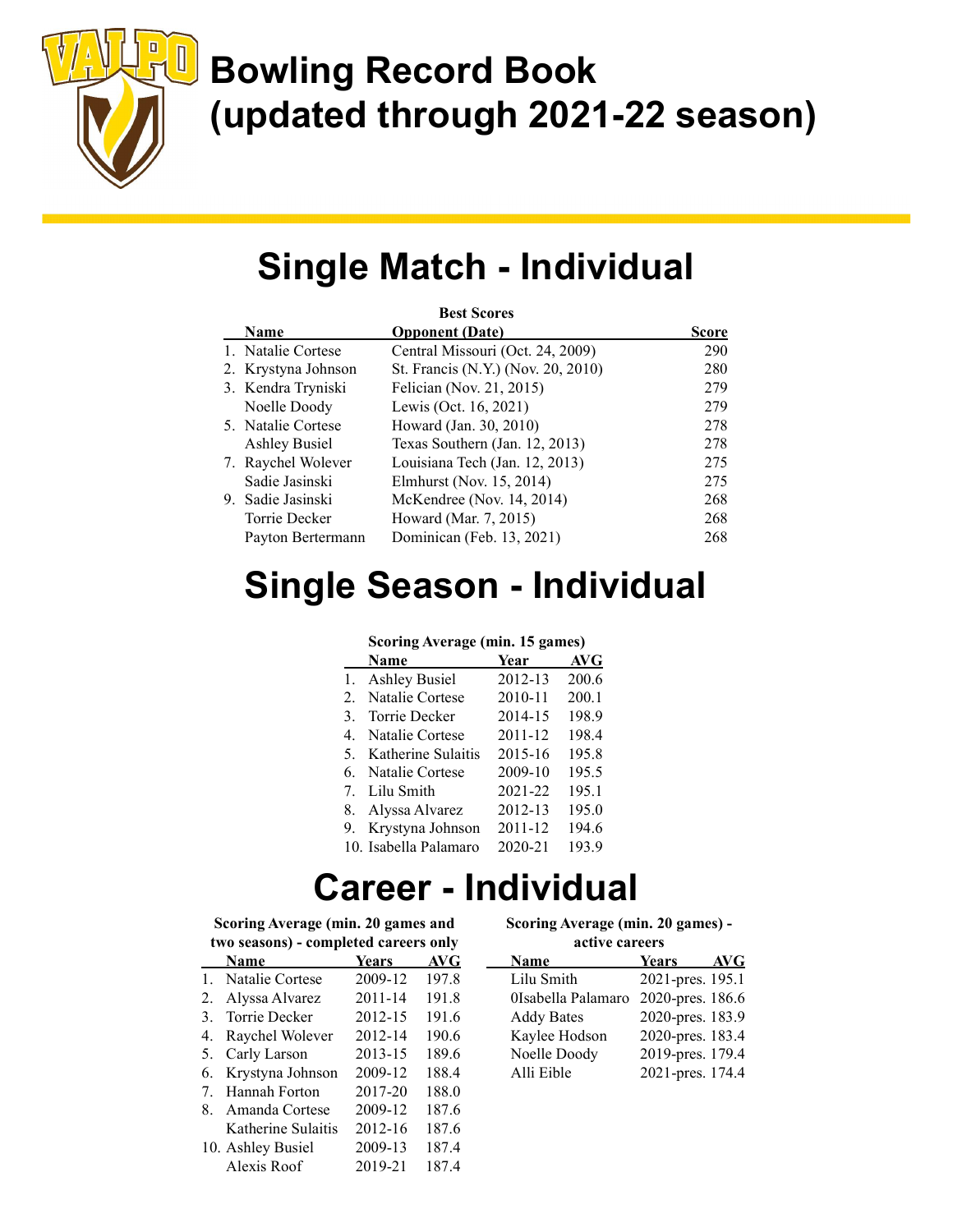# Bowling Record Book (updated through 2021-22 season)

## Single Match - Individual

**Best Scores**

| | Name | Opponent (Date) | Score |
|---|---|---|---|
| 1. | Natalie Cortese | Central Missouri (Oct. 24, 2009) | 290 |
| 2. | Krystyna Johnson | St. Francis (N.Y.) (Nov. 20, 2010) | 280 |
| 3. | Kendra Tryniski | Felician (Nov. 21, 2015) | 279 |
| | Noelle Doody | Lewis (Oct. 16, 2021) | 279 |
| 5. | Natalie Cortese | Howard (Jan. 30, 2010) | 278 |
| | Ashley Busiel | Texas Southern (Jan. 12, 2013) | 278 |
| 7. | Raychel Wolever | Louisiana Tech (Jan. 12, 2013) | 275 |
| | Sadie Jasinski | Elmhurst (Nov. 15, 2014) | 275 |
| 9. | Sadie Jasinski | McKendree (Nov. 14, 2014) | 268 |
| | Torrie Decker | Howard (Mar. 7, 2015) | 268 |
| | Payton Bertermann | Dominican (Feb. 13, 2021) | 268 |

## Single Season - Individual

**Scoring Average (min. 15 games)**

| | Name | Year | AVG |
|---|---|---|---|
| 1. | Ashley Busiel | 2012-13 | 200.6 |
| 2. | Natalie Cortese | 2010-11 | 200.1 |
| 3. | Torrie Decker | 2014-15 | 198.9 |
| 4. | Natalie Cortese | 2011-12 | 198.4 |
| 5. | Katherine Sulaitis | 2015-16 | 195.8 |
| 6. | Natalie Cortese | 2009-10 | 195.5 |
| 7. | Lilu Smith | 2021-22 | 195.1 |
| 8. | Alyssa Alvarez | 2012-13 | 195.0 |
| 9. | Krystyna Johnson | 2011-12 | 194.6 |
| 10. | Isabella Palamaro | 2020-21 | 193.9 |

## Career - Individual

**Scoring Average (min. 20 games and two seasons) - completed careers only**

| | Name | Years | AVG |
|---|---|---|---|
| 1. | Natalie Cortese | 2009-12 | 197.8 |
| 2. | Alyssa Alvarez | 2011-14 | 191.8 |
| 3. | Torrie Decker | 2012-15 | 191.6 |
| 4. | Raychel Wolever | 2012-14 | 190.6 |
| 5. | Carly Larson | 2013-15 | 189.6 |
| 6. | Krystyna Johnson | 2009-12 | 188.4 |
| 7. | Hannah Forton | 2017-20 | 188.0 |
| 8. | Amanda Cortese | 2009-12 | 187.6 |
| | Katherine Sulaitis | 2012-16 | 187.6 |
| 10. | Ashley Busiel | 2009-13 | 187.4 |
| | Alexis Roof | 2019-21 | 187.4 |

**Scoring Average (min. 20 games) - active careers**

| Name | Years | AVG |
|---|---|---|
| Lilu Smith | 2021-pres. | 195.1 |
| 0Isabella Palamaro | 2020-pres. | 186.6 |
| Addy Bates | 2020-pres. | 183.9 |
| Kaylee Hodson | 2020-pres. | 183.4 |
| Noelle Doody | 2019-pres. | 179.4 |
| Alli Eible | 2021-pres. | 174.4 |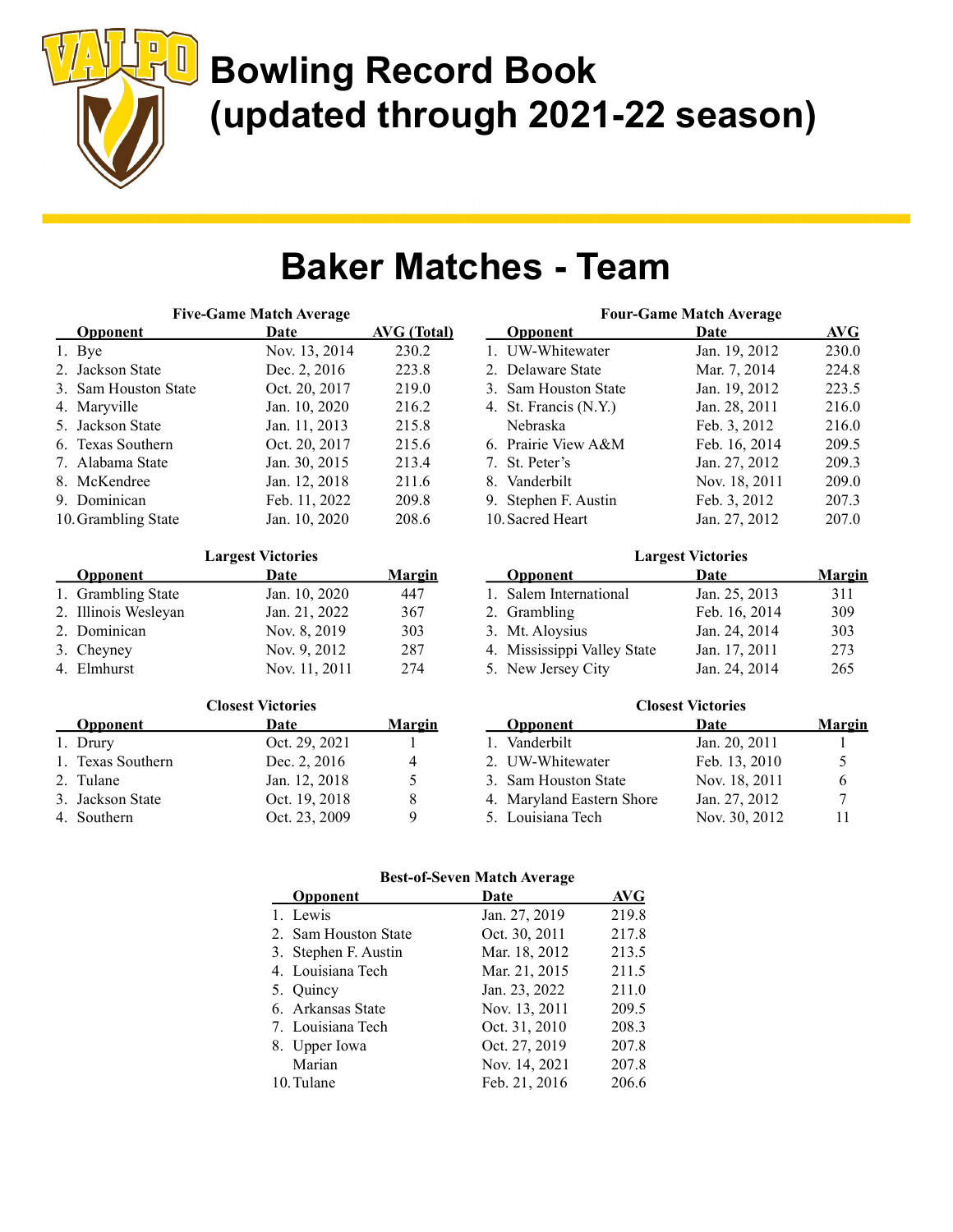# Bowling Record Book (updated through 2021-22 season)

## Baker Matches - Team

### Five-Game Match Average

| | Opponent | Date | AVG (Total) |
|---|---|---|---|
| 1. | Bye | Nov. 13, 2014 | 230.2 |
| 2. | Jackson State | Dec. 2, 2016 | 223.8 |
| 3. | Sam Houston State | Oct. 20, 2017 | 219.0 |
| 4. | Maryville | Jan. 10, 2020 | 216.2 |
| 5. | Jackson State | Jan. 11, 2013 | 215.8 |
| 6. | Texas Southern | Oct. 20, 2017 | 215.6 |
| 7. | Alabama State | Jan. 30, 2015 | 213.4 |
| 8. | McKendree | Jan. 12, 2018 | 211.6 |
| 9. | Dominican | Feb. 11, 2022 | 209.8 |
| 10. | Grambling State | Jan. 10, 2020 | 208.6 |

### Four-Game Match Average

| | Opponent | Date | AVG |
|---|---|---|---|
| 1. | UW-Whitewater | Jan. 19, 2012 | 230.0 |
| 2. | Delaware State | Mar. 7, 2014 | 224.8 |
| 3. | Sam Houston State | Jan. 19, 2012 | 223.5 |
| 4. | St. Francis (N.Y.) | Jan. 28, 2011 | 216.0 |
| | Nebraska | Feb. 3, 2012 | 216.0 |
| 6. | Prairie View A&M | Feb. 16, 2014 | 209.5 |
| 7. | St. Peter's | Jan. 27, 2012 | 209.3 |
| 8. | Vanderbilt | Nov. 18, 2011 | 209.0 |
| 9. | Stephen F. Austin | Feb. 3, 2012 | 207.3 |
| 10. | Sacred Heart | Jan. 27, 2012 | 207.0 |

### Largest Victories (Five-Game)

| | Opponent | Date | Margin |
|---|---|---|---|
| 1. | Grambling State | Jan. 10, 2020 | 447 |
| 2. | Illinois Wesleyan | Jan. 21, 2022 | 367 |
| 2. | Dominican | Nov. 8, 2019 | 303 |
| 3. | Cheyney | Nov. 9, 2012 | 287 |
| 4. | Elmhurst | Nov. 11, 2011 | 274 |

### Largest Victories (Four-Game)

| | Opponent | Date | Margin |
|---|---|---|---|
| 1. | Salem International | Jan. 25, 2013 | 311 |
| 2. | Grambling | Feb. 16, 2014 | 309 |
| 3. | Mt. Aloysius | Jan. 24, 2014 | 303 |
| 4. | Mississippi Valley State | Jan. 17, 2011 | 273 |
| 5. | New Jersey City | Jan. 24, 2014 | 265 |

### Closest Victories (Five-Game)

| | Opponent | Date | Margin |
|---|---|---|---|
| 1. | Drury | Oct. 29, 2021 | 1 |
| 1. | Texas Southern | Dec. 2, 2016 | 4 |
| 2. | Tulane | Jan. 12, 2018 | 5 |
| 3. | Jackson State | Oct. 19, 2018 | 8 |
| 4. | Southern | Oct. 23, 2009 | 9 |

### Closest Victories (Four-Game)

| | Opponent | Date | Margin |
|---|---|---|---|
| 1. | Vanderbilt | Jan. 20, 2011 | 1 |
| 2. | UW-Whitewater | Feb. 13, 2010 | 5 |
| 3. | Sam Houston State | Nov. 18, 2011 | 6 |
| 4. | Maryland Eastern Shore | Jan. 27, 2012 | 7 |
| 5. | Louisiana Tech | Nov. 30, 2012 | 11 |

### Best-of-Seven Match Average

| | Opponent | Date | AVG |
|---|---|---|---|
| 1. | Lewis | Jan. 27, 2019 | 219.8 |
| 2. | Sam Houston State | Oct. 30, 2011 | 217.8 |
| 3. | Stephen F. Austin | Mar. 18, 2012 | 213.5 |
| 4. | Louisiana Tech | Mar. 21, 2015 | 211.5 |
| 5. | Quincy | Jan. 23, 2022 | 211.0 |
| 6. | Arkansas State | Nov. 13, 2011 | 209.5 |
| 7. | Louisiana Tech | Oct. 31, 2010 | 208.3 |
| 8. | Upper Iowa | Oct. 27, 2019 | 207.8 |
| | Marian | Nov. 14, 2021 | 207.8 |
| 10. | Tulane | Feb. 21, 2016 | 206.6 |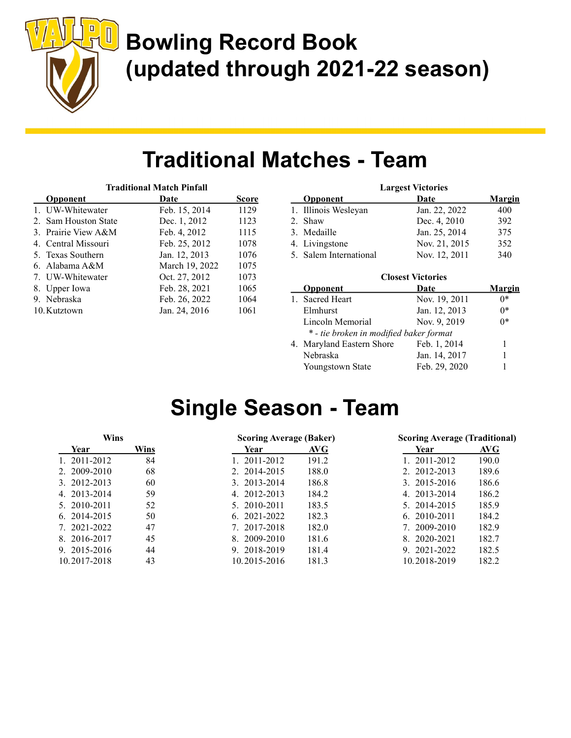# Bowling Record Book (updated through 2021-22 season)

## Traditional Matches - Team

### Traditional Match Pinfall

| | Opponent | Date | Score |
|---|---|---|---|
| 1. | UW-Whitewater | Feb. 15, 2014 | 1129 |
| 2. | Sam Houston State | Dec. 1, 2012 | 1123 |
| 3. | Prairie View A&M | Feb. 4, 2012 | 1115 |
| 4. | Central Missouri | Feb. 25, 2012 | 1078 |
| 5. | Texas Southern | Jan. 12, 2013 | 1076 |
| 6. | Alabama A&M | March 19, 2022 | 1075 |
| 7. | UW-Whitewater | Oct. 27, 2012 | 1073 |
| 8. | Upper Iowa | Feb. 28, 2021 | 1065 |
| 9. | Nebraska | Feb. 26, 2022 | 1064 |
| 10. | Kutztown | Jan. 24, 2016 | 1061 |

### Largest Victories

| | Opponent | Date | Margin |
|---|---|---|---|
| 1. | Illinois Wesleyan | Jan. 22, 2022 | 400 |
| 2. | Shaw | Dec. 4, 2010 | 392 |
| 3. | Medaille | Jan. 25, 2014 | 375 |
| 4. | Livingstone | Nov. 21, 2015 | 352 |
| 5. | Salem International | Nov. 12, 2011 | 340 |

### Closest Victories

| | Opponent | Date | Margin |
|---|---|---|---|
| 1. | Sacred Heart | Nov. 19, 2011 | 0* |
| | Elmhurst | Jan. 12, 2013 | 0* |
| | Lincoln Memorial | Nov. 9, 2019 | 0* |
| 4. | Maryland Eastern Shore | Feb. 1, 2014 | 1 |
| | Nebraska | Jan. 14, 2017 | 1 |
| | Youngstown State | Feb. 29, 2020 | 1 |

*\* - tie broken in modified baker format*

## Single Season - Team

### Wins

| | Year | Wins |
|---|---|---|
| 1. | 2011-2012 | 84 |
| 2. | 2009-2010 | 68 |
| 3. | 2012-2013 | 60 |
| 4. | 2013-2014 | 59 |
| 5. | 2010-2011 | 52 |
| 6. | 2014-2015 | 50 |
| 7. | 2021-2022 | 47 |
| 8. | 2016-2017 | 45 |
| 9. | 2015-2016 | 44 |
| 10. | 2017-2018 | 43 |

### Scoring Average (Baker)

| | Year | AVG |
|---|---|---|
| 1. | 2011-2012 | 191.2 |
| 2. | 2014-2015 | 188.0 |
| 3. | 2013-2014 | 186.8 |
| 4. | 2012-2013 | 184.2 |
| 5. | 2010-2011 | 183.5 |
| 6. | 2021-2022 | 182.3 |
| 7. | 2017-2018 | 182.0 |
| 8. | 2009-2010 | 181.6 |
| 9. | 2018-2019 | 181.4 |
| 10. | 2015-2016 | 181.3 |

### Scoring Average (Traditional)

| | Year | AVG |
|---|---|---|
| 1. | 2011-2012 | 190.0 |
| 2. | 2012-2013 | 189.6 |
| 3. | 2015-2016 | 186.6 |
| 4. | 2013-2014 | 186.2 |
| 5. | 2014-2015 | 185.9 |
| 6. | 2010-2011 | 184.2 |
| 7. | 2009-2010 | 182.9 |
| 8. | 2020-2021 | 182.7 |
| 9. | 2021-2022 | 182.5 |
| 10. | 2018-2019 | 182.2 |